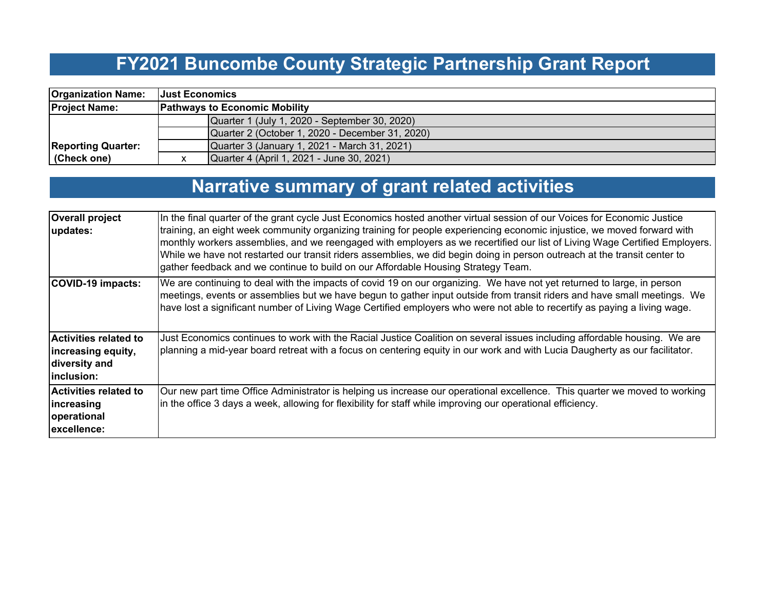# FY2021 Buncombe County Strategic Partnership Grant Report

| Organization Name: | Just Economics | |
|---|---|---|
| Project Name: | Pathways to Economic Mobility | |
| Reporting Quarter: (Check one) | | Quarter 1 (July 1, 2020 - September 30, 2020) |
| | | Quarter 2 (October 1, 2020 - December 31, 2020) |
| | | Quarter 3 (January 1, 2021 - March 31, 2021) |
| | x | Quarter 4 (April 1, 2021 - June 30, 2021) |

# Narrative summary of grant related activities

| | |
|---|---|
| **Overall project updates:** | In the final quarter of the grant cycle Just Economics hosted another virtual session of our Voices for Economic Justice training, an eight week community organizing training for people experiencing economic injustice, we moved forward with monthly workers assemblies, and we reengaged with employers as we recertified our list of Living Wage Certified Employers. While we have not restarted our transit riders assemblies, we did begin doing in person outreach at the transit center to gather feedback and we continue to build on our Affordable Housing Strategy Team. |
| **COVID-19 impacts:** | We are continuing to deal with the impacts of covid 19 on our organizing. We have not yet returned to large, in person meetings, events or assemblies but we have begun to gather input outside from transit riders and have small meetings. We have lost a significant number of Living Wage Certified employers who were not able to recertify as paying a living wage. |
| **Activities related to increasing equity, diversity and inclusion:** | Just Economics continues to work with the Racial Justice Coalition on several issues including affordable housing. We are planning a mid-year board retreat with a focus on centering equity in our work and with Lucia Daugherty as our facilitator. |
| **Activities related to increasing operational excellence:** | Our new part time Office Administrator is helping us increase our operational excellence. This quarter we moved to working in the office 3 days a week, allowing for flexibility for staff while improving our operational efficiency. |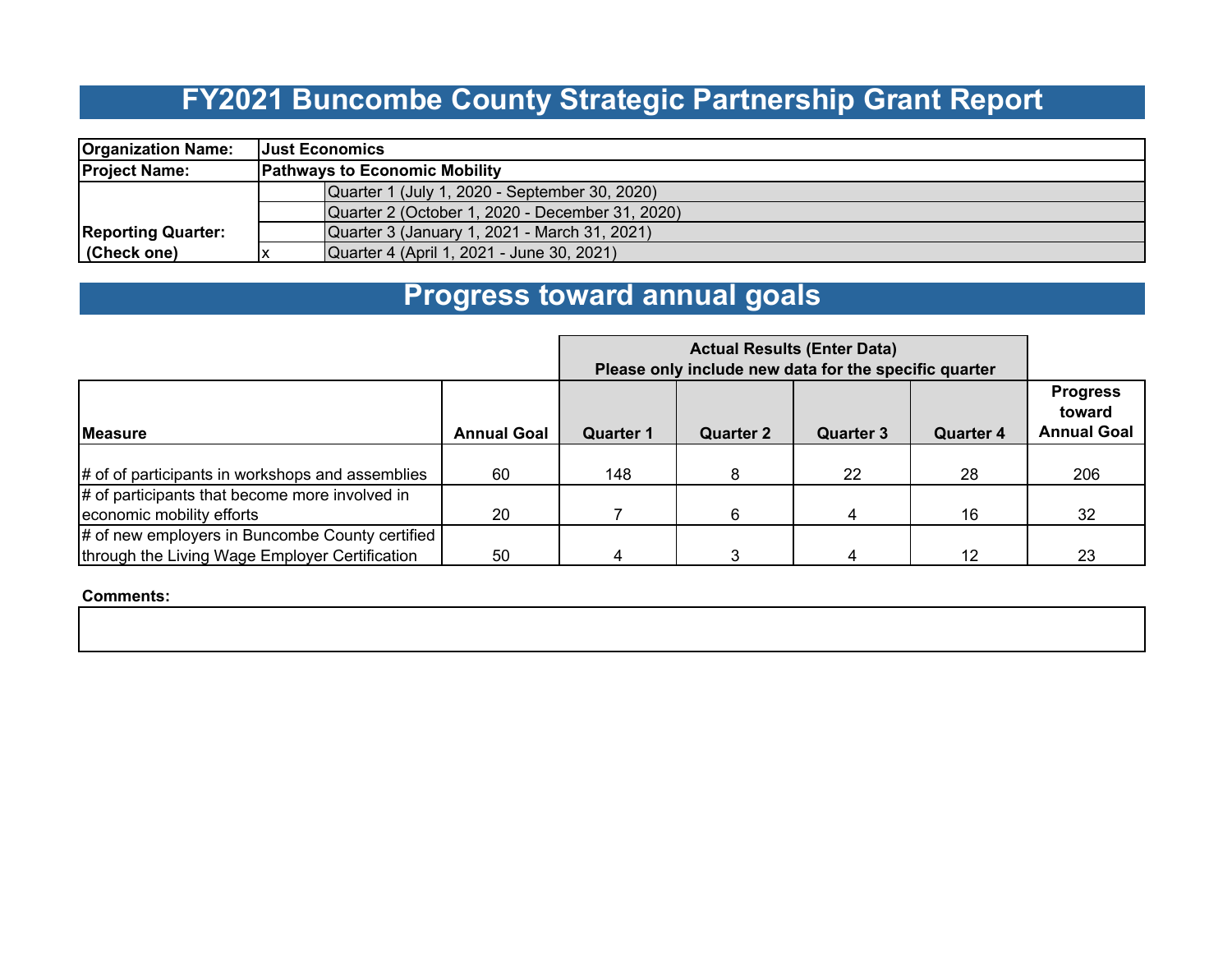# FY2021 Buncombe County Strategic Partnership Grant Report

| | | |
|---|---|---|
| **Organization Name:** | **Just Economics** | |
| **Project Name:** | **Pathways to Economic Mobility** | |
| **Reporting Quarter: (Check one)** | | Quarter 1 (July 1, 2020 - September 30, 2020) |
| | | Quarter 2 (October 1, 2020 - December 31, 2020) |
| | | Quarter 3 (January 1, 2021 - March 31, 2021) |
| | x | Quarter 4 (April 1, 2021 - June 30, 2021) |

# Progress toward annual goals

| | | **Actual Results (Enter Data) Please only include new data for the specific quarter** | | | | |
|---|---|---|---|---|---|---|
| **Measure** | **Annual Goal** | **Quarter 1** | **Quarter 2** | **Quarter 3** | **Quarter 4** | **Progress toward Annual Goal** |
| # of of participants in workshops and assemblies | 60 | 148 | 8 | 22 | 28 | 206 |
| # of participants that become more involved in economic mobility efforts | 20 | 7 | 6 | 4 | 16 | 32 |
| # of new employers in Buncombe County certified through the Living Wage Employer Certification | 50 | 4 | 3 | 4 | 12 | 23 |

**Comments:**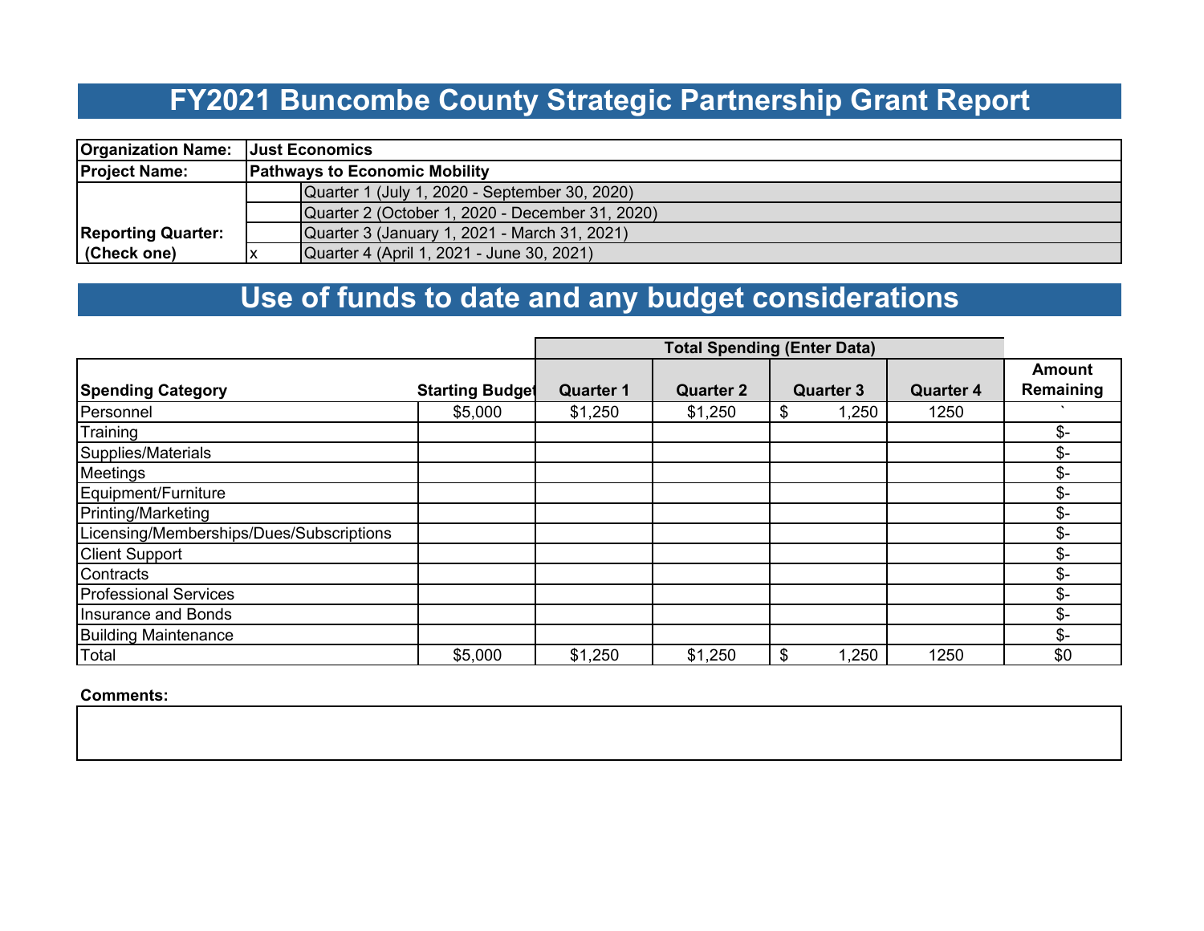# FY2021 Buncombe County Strategic Partnership Grant Report

| | | |
|---|---|---|
| **Organization Name:** | **Just Economics** | |
| **Project Name:** | **Pathways to Economic Mobility** | |
| **Reporting Quarter: (Check one)** | | Quarter 1 (July 1, 2020 - September 30, 2020) |
| | | Quarter 2 (October 1, 2020 - December 31, 2020) |
| | | Quarter 3 (January 1, 2021 - March 31, 2021) |
| | x | Quarter 4 (April 1, 2021 - June 30, 2021) |

# Use of funds to date and any budget considerations

| | | Total Spending (Enter Data) | | | | |
|---|---|---|---|---|---|---|
| **Spending Category** | **Starting Budget** | **Quarter 1** | **Quarter 2** | **Quarter 3** | **Quarter 4** | **Amount Remaining** |
| Personnel | $5,000 | $1,250 | $1,250 | $ 1,250 | 1250 | ` |
| Training | | | | | | $- |
| Supplies/Materials | | | | | | $- |
| Meetings | | | | | | $- |
| Equipment/Furniture | | | | | | $- |
| Printing/Marketing | | | | | | $- |
| Licensing/Memberships/Dues/Subscriptions | | | | | | $- |
| Client Support | | | | | | $- |
| Contracts | | | | | | $- |
| Professional Services | | | | | | $- |
| Insurance and Bonds | | | | | | $- |
| Building Maintenance | | | | | | $- |
| Total | $5,000 | $1,250 | $1,250 | $ 1,250 | 1250 | $0 |

**Comments:**